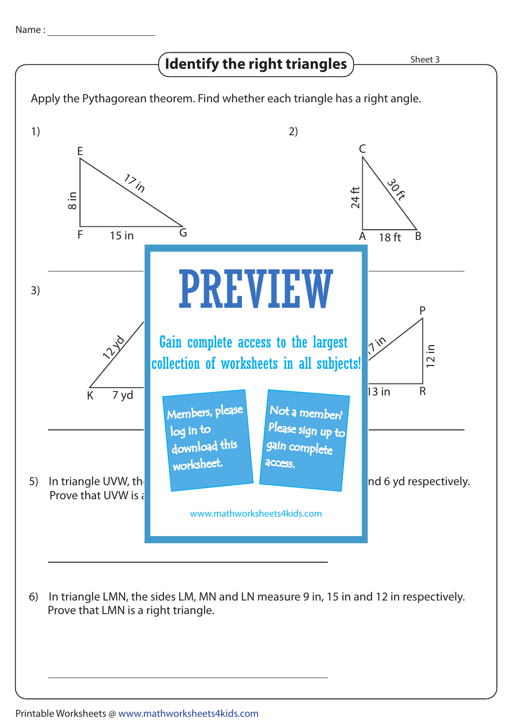Name :

# Identify the right triangles

Sheet 3

Apply the Pythagorean theorem. Find whether each triangle has a right angle.

1)

E

17 in

8 in

F 15 in G

2)

C

24 ft

30 ft

A 18 ft B

3)

12 yd

K 7 yd

P

7 in

12 in

13 in R

PREVIEW

Gain complete access to the largest collection of worksheets in all subjects!

Members, please log in to download this worksheet.

Not a member? Please sign up to gain complete access.

www.mathworksheets4kids.com

5) In triangle UVW, th nd 6 yd respectively. Prove that UVW is a

6) In triangle LMN, the sides LM, MN and LN measure 9 in, 15 in and 12 in respectively. Prove that LMN is a right triangle.

Printable Worksheets @ www.mathworksheets4kids.com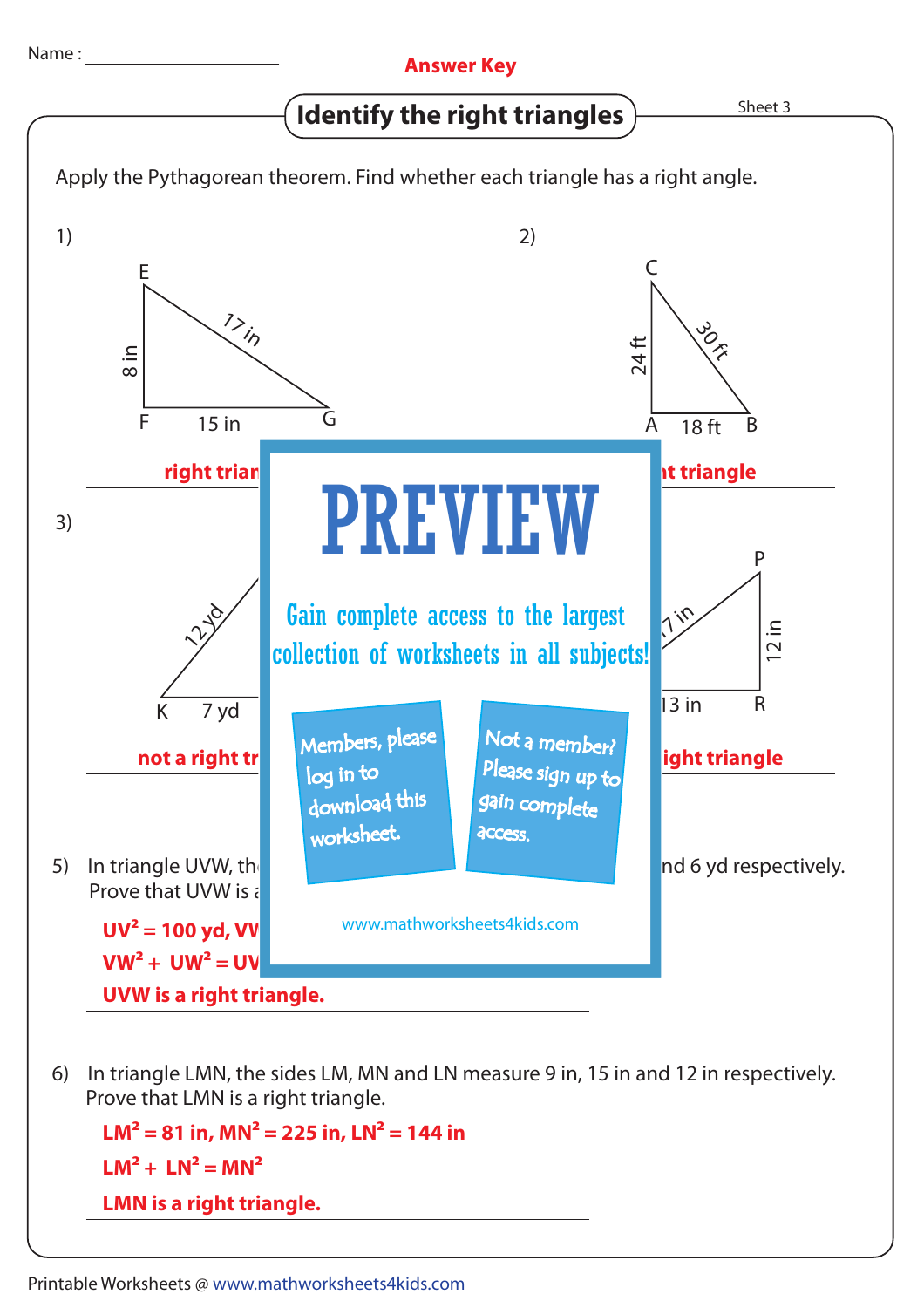Name : ____________________

**Answer Key**

# Identify the right triangles

Sheet 3

Apply the Pythagorean theorem. Find whether each triangle has a right angle.

1)

E

8 in

17 in

F

15 in

G

**right trian**

2)

C

24 ft

30 ft

A

18 ft

B

**t triangle**

3)

12 yd

K

7 yd

**not a right tr**

P

7 in

12 in

13 in

R

**ight triangle**

PREVIEW

Gain complete access to the largest collection of worksheets in all subjects!

Members, please log in to download this worksheet.

Not a member? Please sign up to gain complete access.

www.mathworksheets4kids.com

5) In triangle UVW, th nd 6 yd respectively. Prove that UVW is a

**$UV^2$ = 100 yd, VV**

**$VW^2$ + $UW^2$ = UV**

**UVW is a right triangle.**

6) In triangle LMN, the sides LM, MN and LN measure 9 in, 15 in and 12 in respectively. Prove that LMN is a right triangle.

**$LM^2$ = 81 in, $MN^2$ = 225 in, $LN^2$ = 144 in**

**$LM^2 + LN^2 = MN^2$**

**LMN is a right triangle.**

Printable Worksheets @ www.mathworksheets4kids.com